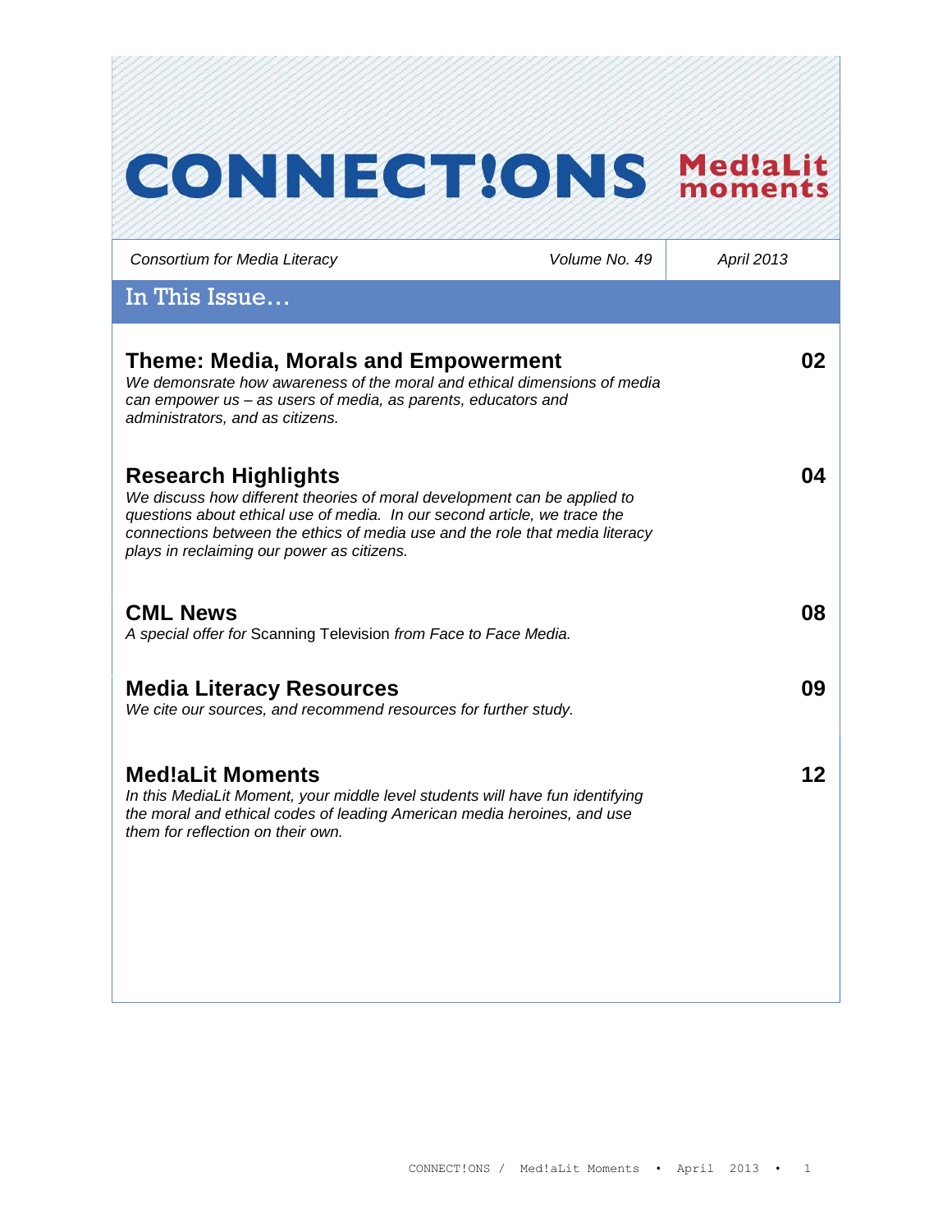# CONNECT!ONS Med!aLit moments

*Consortium for Media Literacy* | *Volume No. 49* | *April 2013*

## In This Issue…

### Theme: Media, Morals and Empowerment — 02

*We demonsrate how awareness of the moral and ethical dimensions of media can empower us – as users of media, as parents, educators and administrators, and as citizens.*

### Research Highlights — 04

*We discuss how different theories of moral development can be applied to questions about ethical use of media. In our second article, we trace the connections between the ethics of media use and the role that media literacy plays in reclaiming our power as citizens.*

### CML News — 08

*A special offer for* Scanning Television *from Face to Face Media.*

### Media Literacy Resources — 09

*We cite our sources, and recommend resources for further study.*

### Med!aLit Moments — 12

*In this MediaLit Moment, your middle level students will have fun identifying the moral and ethical codes of leading American media heroines, and use them for reflection on their own.*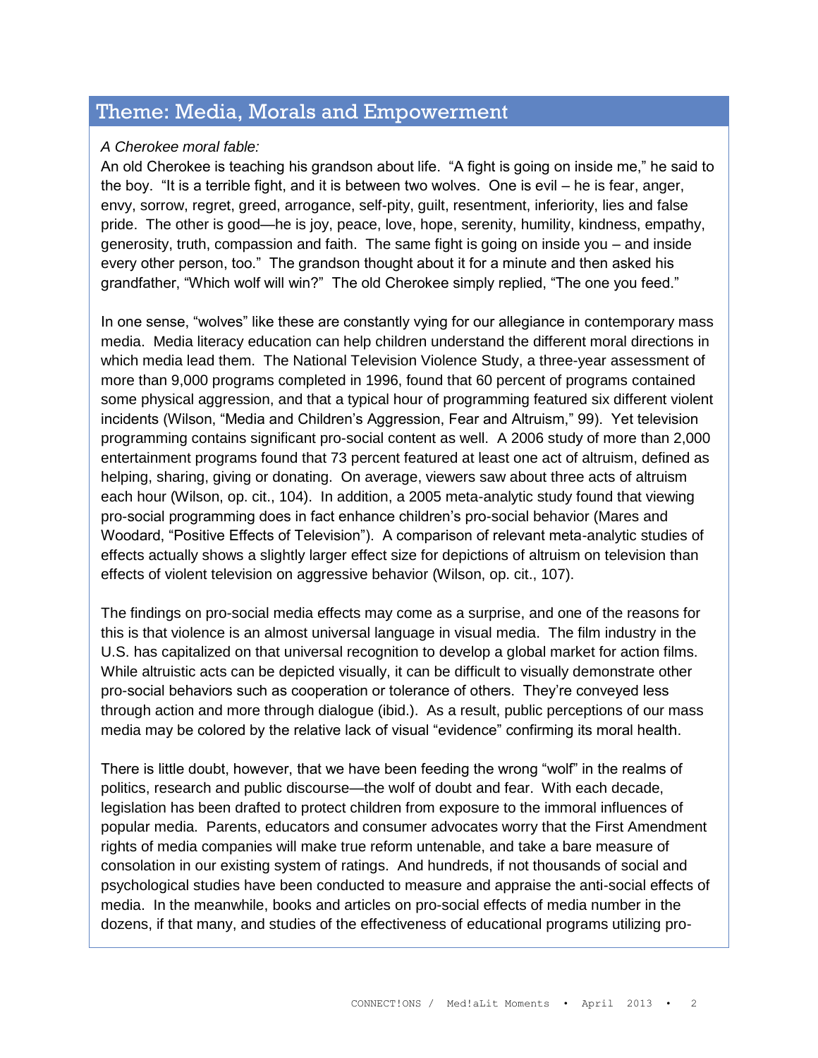## Theme: Media, Morals and Empowerment

*A Cherokee moral fable:*

An old Cherokee is teaching his grandson about life. "A fight is going on inside me," he said to the boy. "It is a terrible fight, and it is between two wolves. One is evil – he is fear, anger, envy, sorrow, regret, greed, arrogance, self-pity, guilt, resentment, inferiority, lies and false pride. The other is good—he is joy, peace, love, hope, serenity, humility, kindness, empathy, generosity, truth, compassion and faith. The same fight is going on inside you – and inside every other person, too." The grandson thought about it for a minute and then asked his grandfather, "Which wolf will win?" The old Cherokee simply replied, "The one you feed."

In one sense, "wolves" like these are constantly vying for our allegiance in contemporary mass media. Media literacy education can help children understand the different moral directions in which media lead them. The National Television Violence Study, a three-year assessment of more than 9,000 programs completed in 1996, found that 60 percent of programs contained some physical aggression, and that a typical hour of programming featured six different violent incidents (Wilson, "Media and Children's Aggression, Fear and Altruism," 99). Yet television programming contains significant pro-social content as well. A 2006 study of more than 2,000 entertainment programs found that 73 percent featured at least one act of altruism, defined as helping, sharing, giving or donating. On average, viewers saw about three acts of altruism each hour (Wilson, op. cit., 104). In addition, a 2005 meta-analytic study found that viewing pro-social programming does in fact enhance children's pro-social behavior (Mares and Woodard, "Positive Effects of Television"). A comparison of relevant meta-analytic studies of effects actually shows a slightly larger effect size for depictions of altruism on television than effects of violent television on aggressive behavior (Wilson, op. cit., 107).

The findings on pro-social media effects may come as a surprise, and one of the reasons for this is that violence is an almost universal language in visual media. The film industry in the U.S. has capitalized on that universal recognition to develop a global market for action films. While altruistic acts can be depicted visually, it can be difficult to visually demonstrate other pro-social behaviors such as cooperation or tolerance of others. They're conveyed less through action and more through dialogue (ibid.). As a result, public perceptions of our mass media may be colored by the relative lack of visual "evidence" confirming its moral health.

There is little doubt, however, that we have been feeding the wrong "wolf" in the realms of politics, research and public discourse—the wolf of doubt and fear. With each decade, legislation has been drafted to protect children from exposure to the immoral influences of popular media. Parents, educators and consumer advocates worry that the First Amendment rights of media companies will make true reform untenable, and take a bare measure of consolation in our existing system of ratings. And hundreds, if not thousands of social and psychological studies have been conducted to measure and appraise the anti-social effects of media. In the meanwhile, books and articles on pro-social effects of media number in the dozens, if that many, and studies of the effectiveness of educational programs utilizing pro-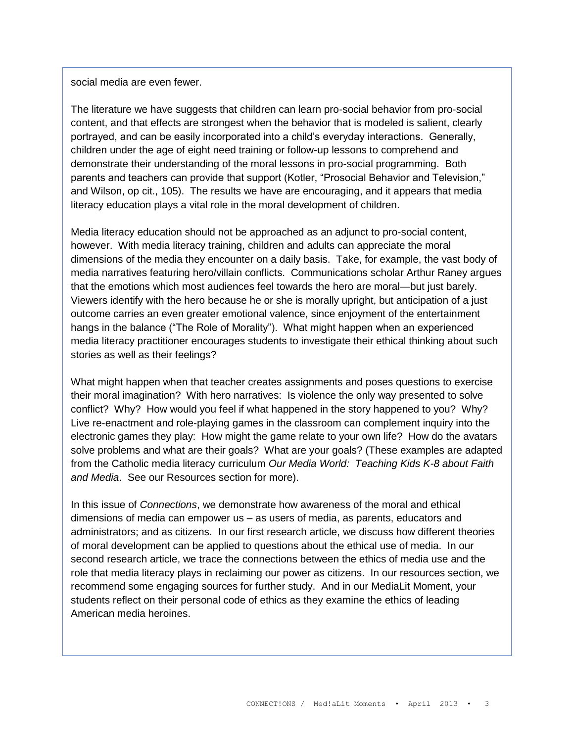social media are even fewer.

The literature we have suggests that children can learn pro-social behavior from pro-social content, and that effects are strongest when the behavior that is modeled is salient, clearly portrayed, and can be easily incorporated into a child's everyday interactions. Generally, children under the age of eight need training or follow-up lessons to comprehend and demonstrate their understanding of the moral lessons in pro-social programming. Both parents and teachers can provide that support (Kotler, "Prosocial Behavior and Television," and Wilson, op cit., 105). The results we have are encouraging, and it appears that media literacy education plays a vital role in the moral development of children.

Media literacy education should not be approached as an adjunct to pro-social content, however. With media literacy training, children and adults can appreciate the moral dimensions of the media they encounter on a daily basis. Take, for example, the vast body of media narratives featuring hero/villain conflicts. Communications scholar Arthur Raney argues that the emotions which most audiences feel towards the hero are moral—but just barely. Viewers identify with the hero because he or she is morally upright, but anticipation of a just outcome carries an even greater emotional valence, since enjoyment of the entertainment hangs in the balance ("The Role of Morality"). What might happen when an experienced media literacy practitioner encourages students to investigate their ethical thinking about such stories as well as their feelings?

What might happen when that teacher creates assignments and poses questions to exercise their moral imagination? With hero narratives: Is violence the only way presented to solve conflict? Why? How would you feel if what happened in the story happened to you? Why? Live re-enactment and role-playing games in the classroom can complement inquiry into the electronic games they play: How might the game relate to your own life? How do the avatars solve problems and what are their goals? What are your goals? (These examples are adapted from the Catholic media literacy curriculum *Our Media World: Teaching Kids K-8 about Faith and Media*. See our Resources section for more).

In this issue of *Connections*, we demonstrate how awareness of the moral and ethical dimensions of media can empower us – as users of media, as parents, educators and administrators; and as citizens. In our first research article, we discuss how different theories of moral development can be applied to questions about the ethical use of media. In our second research article, we trace the connections between the ethics of media use and the role that media literacy plays in reclaiming our power as citizens. In our resources section, we recommend some engaging sources for further study. And in our MediaLit Moment, your students reflect on their personal code of ethics as they examine the ethics of leading American media heroines.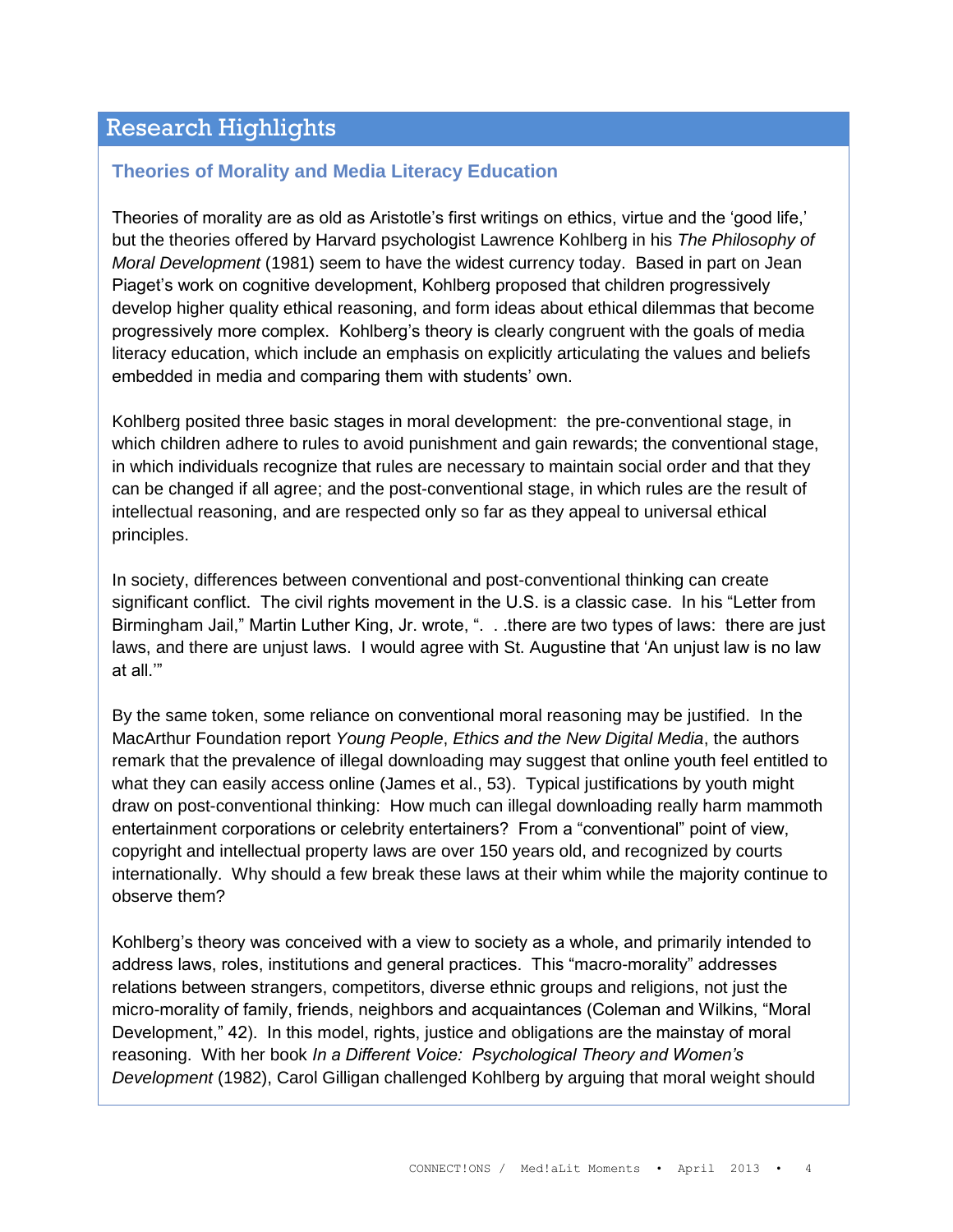## Research Highlights

### Theories of Morality and Media Literacy Education

Theories of morality are as old as Aristotle's first writings on ethics, virtue and the 'good life,' but the theories offered by Harvard psychologist Lawrence Kohlberg in his *The Philosophy of Moral Development* (1981) seem to have the widest currency today. Based in part on Jean Piaget's work on cognitive development, Kohlberg proposed that children progressively develop higher quality ethical reasoning, and form ideas about ethical dilemmas that become progressively more complex. Kohlberg's theory is clearly congruent with the goals of media literacy education, which include an emphasis on explicitly articulating the values and beliefs embedded in media and comparing them with students' own.

Kohlberg posited three basic stages in moral development: the pre-conventional stage, in which children adhere to rules to avoid punishment and gain rewards; the conventional stage, in which individuals recognize that rules are necessary to maintain social order and that they can be changed if all agree; and the post-conventional stage, in which rules are the result of intellectual reasoning, and are respected only so far as they appeal to universal ethical principles.

In society, differences between conventional and post-conventional thinking can create significant conflict. The civil rights movement in the U.S. is a classic case. In his "Letter from Birmingham Jail," Martin Luther King, Jr. wrote, ". . .there are two types of laws: there are just laws, and there are unjust laws. I would agree with St. Augustine that 'An unjust law is no law at all.'"

By the same token, some reliance on conventional moral reasoning may be justified. In the MacArthur Foundation report *Young People*, *Ethics and the New Digital Media*, the authors remark that the prevalence of illegal downloading may suggest that online youth feel entitled to what they can easily access online (James et al., 53). Typical justifications by youth might draw on post-conventional thinking: How much can illegal downloading really harm mammoth entertainment corporations or celebrity entertainers? From a "conventional" point of view, copyright and intellectual property laws are over 150 years old, and recognized by courts internationally. Why should a few break these laws at their whim while the majority continue to observe them?

Kohlberg's theory was conceived with a view to society as a whole, and primarily intended to address laws, roles, institutions and general practices. This "macro-morality" addresses relations between strangers, competitors, diverse ethnic groups and religions, not just the micro-morality of family, friends, neighbors and acquaintances (Coleman and Wilkins, "Moral Development," 42). In this model, rights, justice and obligations are the mainstay of moral reasoning. With her book *In a Different Voice: Psychological Theory and Women's Development* (1982), Carol Gilligan challenged Kohlberg by arguing that moral weight should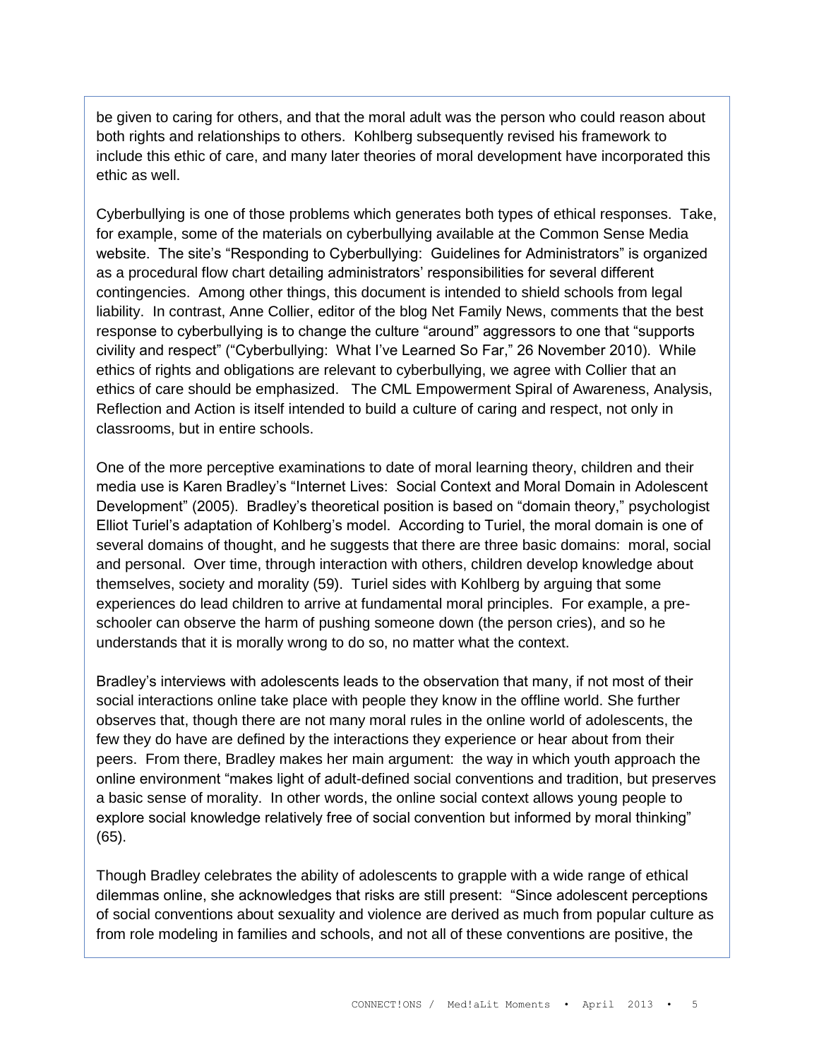be given to caring for others, and that the moral adult was the person who could reason about both rights and relationships to others. Kohlberg subsequently revised his framework to include this ethic of care, and many later theories of moral development have incorporated this ethic as well.

Cyberbullying is one of those problems which generates both types of ethical responses. Take, for example, some of the materials on cyberbullying available at the Common Sense Media website. The site's "Responding to Cyberbullying: Guidelines for Administrators" is organized as a procedural flow chart detailing administrators' responsibilities for several different contingencies. Among other things, this document is intended to shield schools from legal liability. In contrast, Anne Collier, editor of the blog Net Family News, comments that the best response to cyberbullying is to change the culture "around" aggressors to one that "supports civility and respect" ("Cyberbullying: What I've Learned So Far," 26 November 2010). While ethics of rights and obligations are relevant to cyberbullying, we agree with Collier that an ethics of care should be emphasized. The CML Empowerment Spiral of Awareness, Analysis, Reflection and Action is itself intended to build a culture of caring and respect, not only in classrooms, but in entire schools.

One of the more perceptive examinations to date of moral learning theory, children and their media use is Karen Bradley's "Internet Lives: Social Context and Moral Domain in Adolescent Development" (2005). Bradley's theoretical position is based on "domain theory," psychologist Elliot Turiel's adaptation of Kohlberg's model. According to Turiel, the moral domain is one of several domains of thought, and he suggests that there are three basic domains: moral, social and personal. Over time, through interaction with others, children develop knowledge about themselves, society and morality (59). Turiel sides with Kohlberg by arguing that some experiences do lead children to arrive at fundamental moral principles. For example, a pre-schooler can observe the harm of pushing someone down (the person cries), and so he understands that it is morally wrong to do so, no matter what the context.

Bradley's interviews with adolescents leads to the observation that many, if not most of their social interactions online take place with people they know in the offline world. She further observes that, though there are not many moral rules in the online world of adolescents, the few they do have are defined by the interactions they experience or hear about from their peers. From there, Bradley makes her main argument: the way in which youth approach the online environment "makes light of adult-defined social conventions and tradition, but preserves a basic sense of morality. In other words, the online social context allows young people to explore social knowledge relatively free of social convention but informed by moral thinking" (65).

Though Bradley celebrates the ability of adolescents to grapple with a wide range of ethical dilemmas online, she acknowledges that risks are still present: "Since adolescent perceptions of social conventions about sexuality and violence are derived as much from popular culture as from role modeling in families and schools, and not all of these conventions are positive, the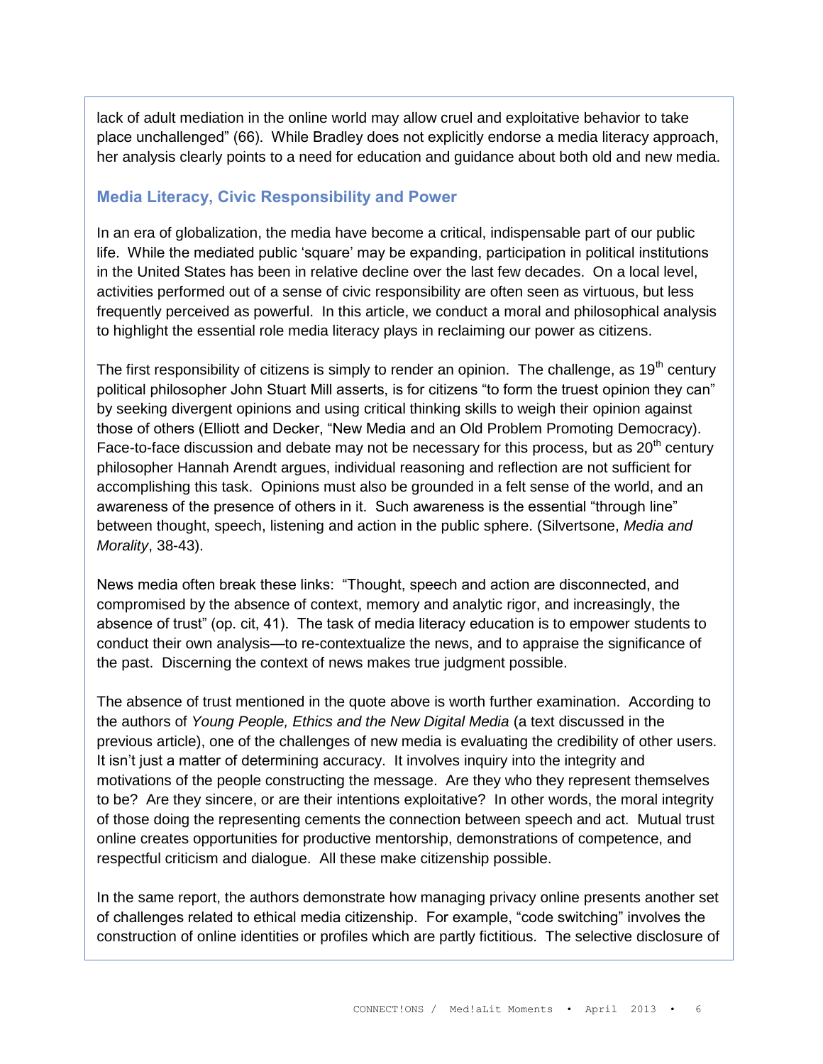lack of adult mediation in the online world may allow cruel and exploitative behavior to take place unchallenged" (66). While Bradley does not explicitly endorse a media literacy approach, her analysis clearly points to a need for education and guidance about both old and new media.

## Media Literacy, Civic Responsibility and Power

In an era of globalization, the media have become a critical, indispensable part of our public life. While the mediated public 'square' may be expanding, participation in political institutions in the United States has been in relative decline over the last few decades. On a local level, activities performed out of a sense of civic responsibility are often seen as virtuous, but less frequently perceived as powerful. In this article, we conduct a moral and philosophical analysis to highlight the essential role media literacy plays in reclaiming our power as citizens.

The first responsibility of citizens is simply to render an opinion. The challenge, as 19th century political philosopher John Stuart Mill asserts, is for citizens "to form the truest opinion they can" by seeking divergent opinions and using critical thinking skills to weigh their opinion against those of others (Elliott and Decker, "New Media and an Old Problem Promoting Democracy). Face-to-face discussion and debate may not be necessary for this process, but as 20th century philosopher Hannah Arendt argues, individual reasoning and reflection are not sufficient for accomplishing this task. Opinions must also be grounded in a felt sense of the world, and an awareness of the presence of others in it. Such awareness is the essential "through line" between thought, speech, listening and action in the public sphere. (Silvertsone, *Media and Morality*, 38-43).

News media often break these links: "Thought, speech and action are disconnected, and compromised by the absence of context, memory and analytic rigor, and increasingly, the absence of trust" (op. cit, 41). The task of media literacy education is to empower students to conduct their own analysis—to re-contextualize the news, and to appraise the significance of the past. Discerning the context of news makes true judgment possible.

The absence of trust mentioned in the quote above is worth further examination. According to the authors of *Young People, Ethics and the New Digital Media* (a text discussed in the previous article), one of the challenges of new media is evaluating the credibility of other users. It isn't just a matter of determining accuracy. It involves inquiry into the integrity and motivations of the people constructing the message. Are they who they represent themselves to be? Are they sincere, or are their intentions exploitative? In other words, the moral integrity of those doing the representing cements the connection between speech and act. Mutual trust online creates opportunities for productive mentorship, demonstrations of competence, and respectful criticism and dialogue. All these make citizenship possible.

In the same report, the authors demonstrate how managing privacy online presents another set of challenges related to ethical media citizenship. For example, "code switching" involves the construction of online identities or profiles which are partly fictitious. The selective disclosure of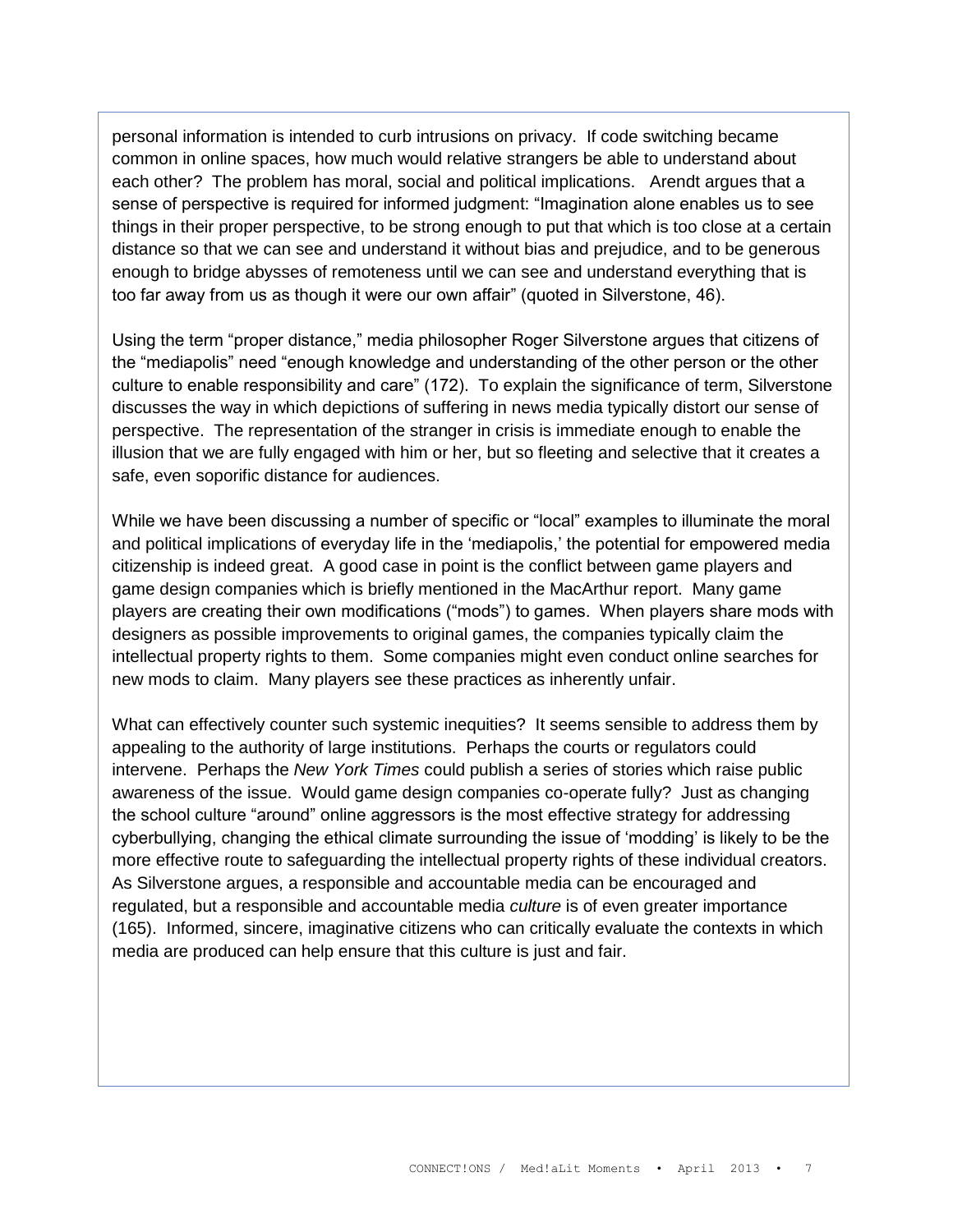personal information is intended to curb intrusions on privacy. If code switching became common in online spaces, how much would relative strangers be able to understand about each other? The problem has moral, social and political implications. Arendt argues that a sense of perspective is required for informed judgment: "Imagination alone enables us to see things in their proper perspective, to be strong enough to put that which is too close at a certain distance so that we can see and understand it without bias and prejudice, and to be generous enough to bridge abysses of remoteness until we can see and understand everything that is too far away from us as though it were our own affair" (quoted in Silverstone, 46).

Using the term "proper distance," media philosopher Roger Silverstone argues that citizens of the "mediapolis" need "enough knowledge and understanding of the other person or the other culture to enable responsibility and care" (172). To explain the significance of term, Silverstone discusses the way in which depictions of suffering in news media typically distort our sense of perspective. The representation of the stranger in crisis is immediate enough to enable the illusion that we are fully engaged with him or her, but so fleeting and selective that it creates a safe, even soporific distance for audiences.

While we have been discussing a number of specific or "local" examples to illuminate the moral and political implications of everyday life in the 'mediapolis,' the potential for empowered media citizenship is indeed great. A good case in point is the conflict between game players and game design companies which is briefly mentioned in the MacArthur report. Many game players are creating their own modifications ("mods") to games. When players share mods with designers as possible improvements to original games, the companies typically claim the intellectual property rights to them. Some companies might even conduct online searches for new mods to claim. Many players see these practices as inherently unfair.

What can effectively counter such systemic inequities? It seems sensible to address them by appealing to the authority of large institutions. Perhaps the courts or regulators could intervene. Perhaps the *New York Times* could publish a series of stories which raise public awareness of the issue. Would game design companies co-operate fully? Just as changing the school culture "around" online aggressors is the most effective strategy for addressing cyberbullying, changing the ethical climate surrounding the issue of 'modding' is likely to be the more effective route to safeguarding the intellectual property rights of these individual creators. As Silverstone argues, a responsible and accountable media can be encouraged and regulated, but a responsible and accountable media *culture* is of even greater importance (165). Informed, sincere, imaginative citizens who can critically evaluate the contexts in which media are produced can help ensure that this culture is just and fair.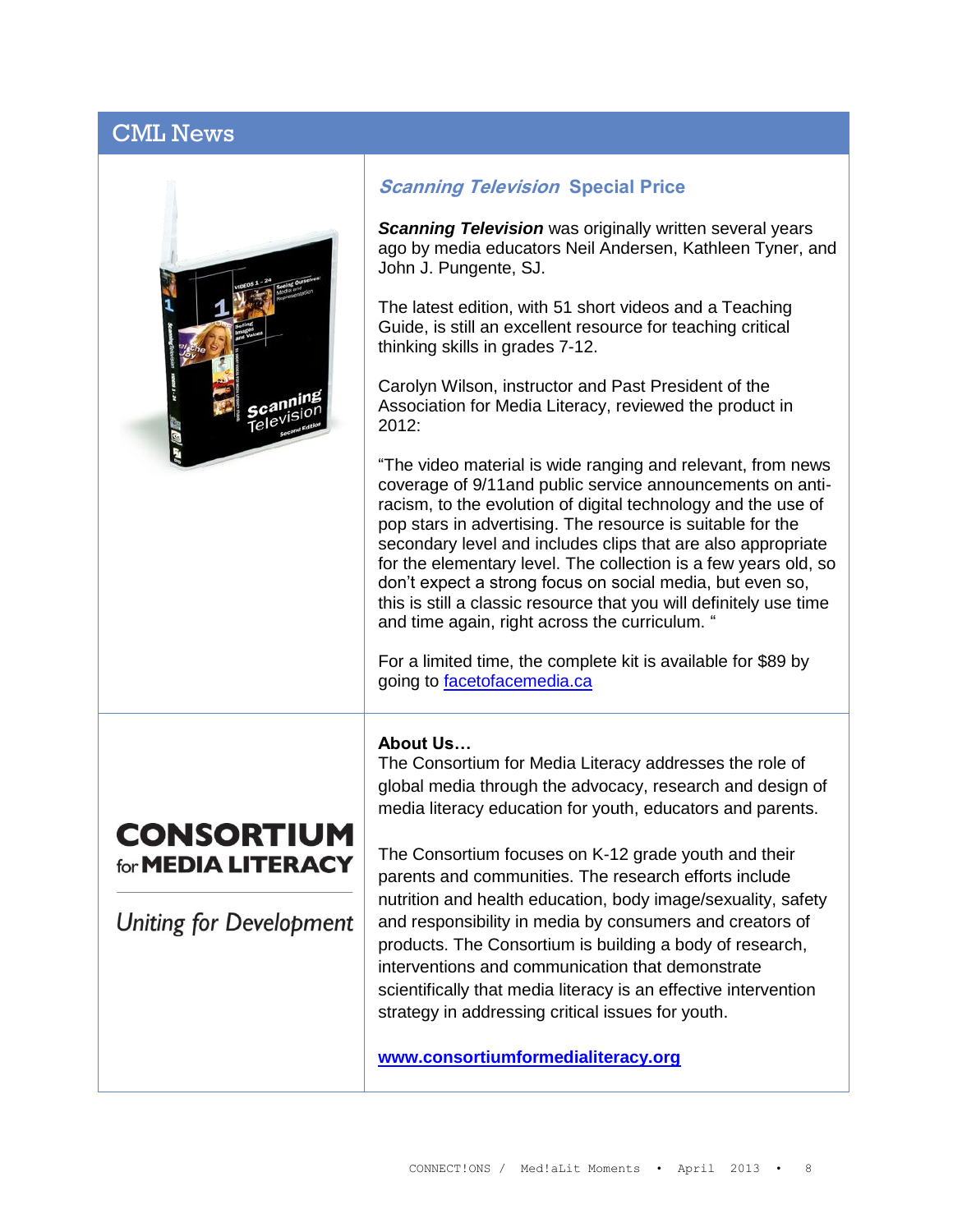## CML News

### *Scanning Television* Special Price

***Scanning Television*** was originally written several years ago by media educators Neil Andersen, Kathleen Tyner, and John J. Pungente, SJ.

The latest edition, with 51 short videos and a Teaching Guide, is still an excellent resource for teaching critical thinking skills in grades 7-12.

Carolyn Wilson, instructor and Past President of the Association for Media Literacy, reviewed the product in 2012:

"The video material is wide ranging and relevant, from news coverage of 9/11and public service announcements on anti-racism, to the evolution of digital technology and the use of pop stars in advertising. The resource is suitable for the secondary level and includes clips that are also appropriate for the elementary level. The collection is a few years old, so don't expect a strong focus on social media, but even so, this is still a classic resource that you will definitely use time and time again, right across the curriculum. "

For a limited time, the complete kit is available for $89 by going to [facetofacemedia.ca](facetofacemedia.ca)

**CONSORTIUM for MEDIA LITERACY**

*Uniting for Development*

**About Us…**
The Consortium for Media Literacy addresses the role of global media through the advocacy, research and design of media literacy education for youth, educators and parents.

The Consortium focuses on K-12 grade youth and their parents and communities. The research efforts include nutrition and health education, body image/sexuality, safety and responsibility in media by consumers and creators of products. The Consortium is building a body of research, interventions and communication that demonstrate scientifically that media literacy is an effective intervention strategy in addressing critical issues for youth.

**[www.consortiumformedialiteracy.org](www.consortiumformedialiteracy.org)**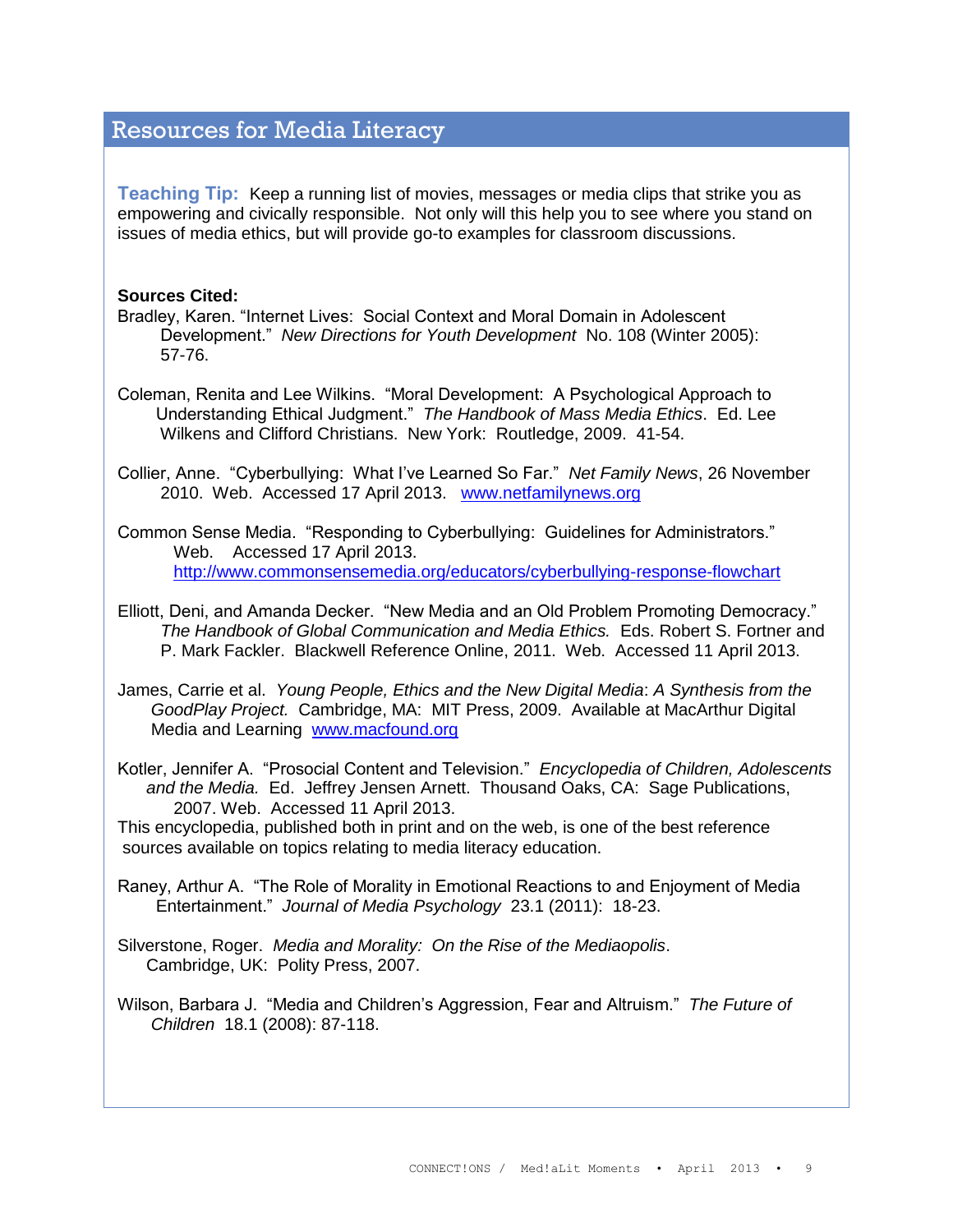## Resources for Media Literacy

**Teaching Tip:** Keep a running list of movies, messages or media clips that strike you as empowering and civically responsible. Not only will this help you to see where you stand on issues of media ethics, but will provide go-to examples for classroom discussions.

**Sources Cited:**

Bradley, Karen. "Internet Lives: Social Context and Moral Domain in Adolescent Development." *New Directions for Youth Development* No. 108 (Winter 2005): 57-76.

Coleman, Renita and Lee Wilkins. "Moral Development: A Psychological Approach to Understanding Ethical Judgment." *The Handbook of Mass Media Ethics*. Ed. Lee Wilkens and Clifford Christians. New York: Routledge, 2009. 41-54.

Collier, Anne. "Cyberbullying: What I've Learned So Far." *Net Family News*, 26 November 2010. Web. Accessed 17 April 2013. www.netfamilynews.org

Common Sense Media. "Responding to Cyberbullying: Guidelines for Administrators." Web. Accessed 17 April 2013. http://www.commonsensemedia.org/educators/cyberbullying-response-flowchart

Elliott, Deni, and Amanda Decker. "New Media and an Old Problem Promoting Democracy." *The Handbook of Global Communication and Media Ethics.* Eds. Robert S. Fortner and P. Mark Fackler. Blackwell Reference Online, 2011. Web. Accessed 11 April 2013.

James, Carrie et al. *Young People, Ethics and the New Digital Media*: *A Synthesis from the GoodPlay Project.* Cambridge, MA: MIT Press, 2009. Available at MacArthur Digital Media and Learning www.macfound.org

Kotler, Jennifer A. "Prosocial Content and Television." *Encyclopedia of Children, Adolescents and the Media.* Ed. Jeffrey Jensen Arnett. Thousand Oaks, CA: Sage Publications, 2007. Web. Accessed 11 April 2013.
This encyclopedia, published both in print and on the web, is one of the best reference sources available on topics relating to media literacy education.

Raney, Arthur A. "The Role of Morality in Emotional Reactions to and Enjoyment of Media Entertainment." *Journal of Media Psychology* 23.1 (2011): 18-23.

Silverstone, Roger. *Media and Morality: On the Rise of the Mediaopolis*. Cambridge, UK: Polity Press, 2007.

Wilson, Barbara J. "Media and Children's Aggression, Fear and Altruism." *The Future of Children* 18.1 (2008): 87-118.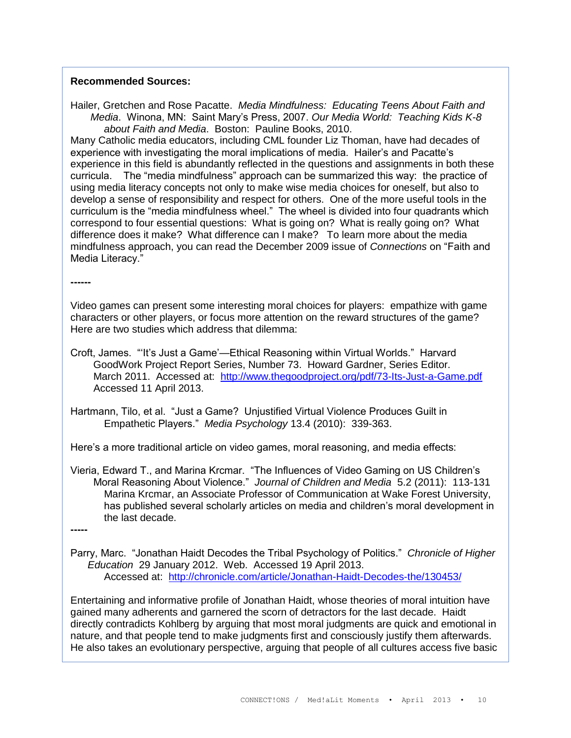**Recommended Sources:**

Hailer, Gretchen and Rose Pacatte. *Media Mindfulness: Educating Teens About Faith and Media*. Winona, MN: Saint Mary's Press, 2007. *Our Media World: Teaching Kids K-8 about Faith and Media*. Boston: Pauline Books, 2010.

Many Catholic media educators, including CML founder Liz Thoman, have had decades of experience with investigating the moral implications of media. Hailer's and Pacatte's experience in this field is abundantly reflected in the questions and assignments in both these curricula. The "media mindfulness" approach can be summarized this way: the practice of using media literacy concepts not only to make wise media choices for oneself, but also to develop a sense of responsibility and respect for others. One of the more useful tools in the curriculum is the "media mindfulness wheel." The wheel is divided into four quadrants which correspond to four essential questions: What is going on? What is really going on? What difference does it make? What difference can I make? To learn more about the media mindfulness approach, you can read the December 2009 issue of *Connections* on "Faith and Media Literacy."

**------**

Video games can present some interesting moral choices for players: empathize with game characters or other players, or focus more attention on the reward structures of the game? Here are two studies which address that dilemma:

Croft, James. "'It's Just a Game'—Ethical Reasoning within Virtual Worlds." Harvard GoodWork Project Report Series, Number 73. Howard Gardner, Series Editor. March 2011. Accessed at: http://www.thegoodproject.org/pdf/73-Its-Just-a-Game.pdf Accessed 11 April 2013.

Hartmann, Tilo, et al. "Just a Game? Unjustified Virtual Violence Produces Guilt in Empathetic Players." *Media Psychology* 13.4 (2010): 339-363.

Here's a more traditional article on video games, moral reasoning, and media effects:

Vieria, Edward T., and Marina Krcmar. "The Influences of Video Gaming on US Children's Moral Reasoning About Violence." *Journal of Children and Media* 5.2 (2011): 113-131
Marina Krcmar, an Associate Professor of Communication at Wake Forest University, has published several scholarly articles on media and children's moral development in the last decade.

**-----**

Parry, Marc. "Jonathan Haidt Decodes the Tribal Psychology of Politics." *Chronicle of Higher Education* 29 January 2012. Web. Accessed 19 April 2013.
Accessed at: http://chronicle.com/article/Jonathan-Haidt-Decodes-the/130453/

Entertaining and informative profile of Jonathan Haidt, whose theories of moral intuition have gained many adherents and garnered the scorn of detractors for the last decade. Haidt directly contradicts Kohlberg by arguing that most moral judgments are quick and emotional in nature, and that people tend to make judgments first and consciously justify them afterwards. He also takes an evolutionary perspective, arguing that people of all cultures access five basic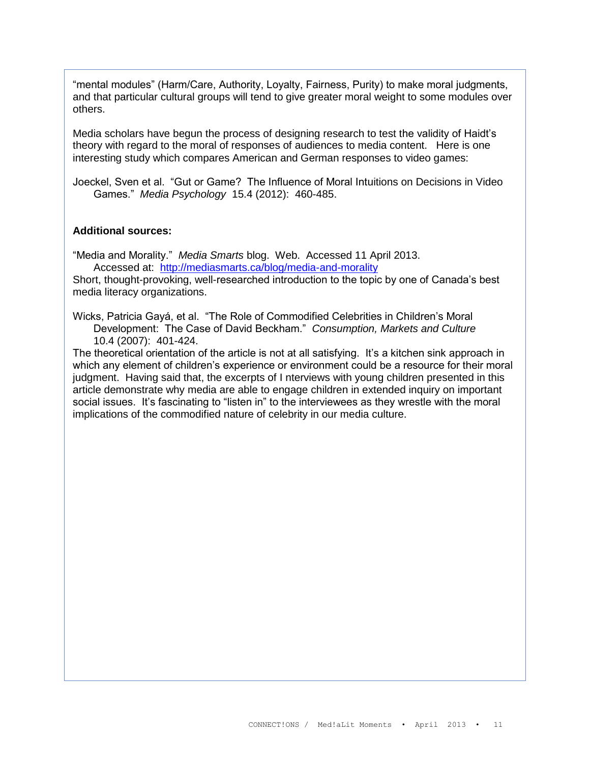"mental modules" (Harm/Care, Authority, Loyalty, Fairness, Purity) to make moral judgments, and that particular cultural groups will tend to give greater moral weight to some modules over others.

Media scholars have begun the process of designing research to test the validity of Haidt's theory with regard to the moral of responses of audiences to media content. Here is one interesting study which compares American and German responses to video games:

Joeckel, Sven et al. "Gut or Game? The Influence of Moral Intuitions on Decisions in Video Games." *Media Psychology* 15.4 (2012): 460-485.

**Additional sources:**

"Media and Morality." *Media Smarts* blog. Web. Accessed 11 April 2013. Accessed at: [http://mediasmarts.ca/blog/media-and-morality](http://mediasmarts.ca/blog/media-and-morality)
Short, thought-provoking, well-researched introduction to the topic by one of Canada's best media literacy organizations.

Wicks, Patricia Gayá, et al. "The Role of Commodified Celebrities in Children's Moral Development: The Case of David Beckham." *Consumption, Markets and Culture* 10.4 (2007): 401-424.
The theoretical orientation of the article is not at all satisfying. It's a kitchen sink approach in which any element of children's experience or environment could be a resource for their moral judgment. Having said that, the excerpts of I nterviews with young children presented in this article demonstrate why media are able to engage children in extended inquiry on important social issues. It's fascinating to "listen in" to the interviewees as they wrestle with the moral implications of the commodified nature of celebrity in our media culture.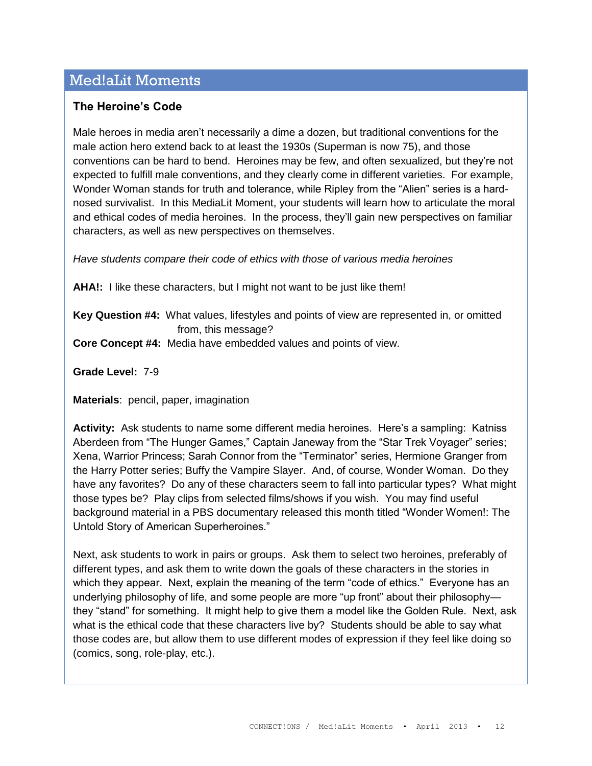## Med!aLit Moments

### The Heroine's Code

Male heroes in media aren't necessarily a dime a dozen, but traditional conventions for the male action hero extend back to at least the 1930s (Superman is now 75), and those conventions can be hard to bend. Heroines may be few, and often sexualized, but they're not expected to fulfill male conventions, and they clearly come in different varieties. For example, Wonder Woman stands for truth and tolerance, while Ripley from the "Alien" series is a hard-nosed survivalist. In this MediaLit Moment, your students will learn how to articulate the moral and ethical codes of media heroines. In the process, they'll gain new perspectives on familiar characters, as well as new perspectives on themselves.

*Have students compare their code of ethics with those of various media heroines*

**AHA!:** I like these characters, but I might not want to be just like them!

**Key Question #4:** What values, lifestyles and points of view are represented in, or omitted from, this message?

**Core Concept #4:** Media have embedded values and points of view.

**Grade Level:** 7-9

**Materials**: pencil, paper, imagination

**Activity:** Ask students to name some different media heroines. Here's a sampling: Katniss Aberdeen from "The Hunger Games," Captain Janeway from the "Star Trek Voyager" series; Xena, Warrior Princess; Sarah Connor from the "Terminator" series, Hermione Granger from the Harry Potter series; Buffy the Vampire Slayer. And, of course, Wonder Woman. Do they have any favorites? Do any of these characters seem to fall into particular types? What might those types be? Play clips from selected films/shows if you wish. You may find useful background material in a PBS documentary released this month titled "Wonder Women!: The Untold Story of American Superheroines."

Next, ask students to work in pairs or groups. Ask them to select two heroines, preferably of different types, and ask them to write down the goals of these characters in the stories in which they appear. Next, explain the meaning of the term "code of ethics." Everyone has an underlying philosophy of life, and some people are more "up front" about their philosophy—they "stand" for something. It might help to give them a model like the Golden Rule. Next, ask what is the ethical code that these characters live by? Students should be able to say what those codes are, but allow them to use different modes of expression if they feel like doing so (comics, song, role-play, etc.).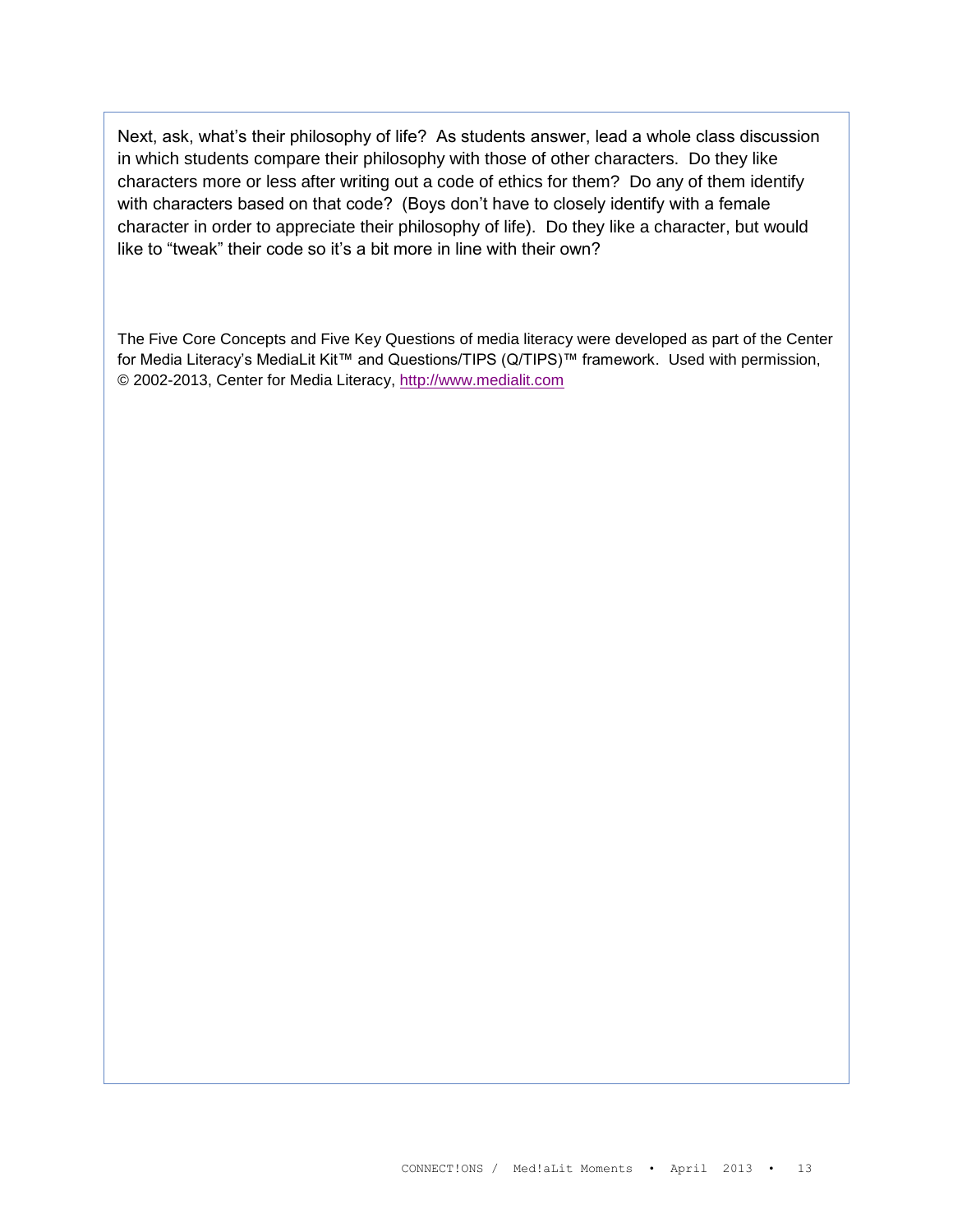Next, ask, what's their philosophy of life? As students answer, lead a whole class discussion in which students compare their philosophy with those of other characters. Do they like characters more or less after writing out a code of ethics for them? Do any of them identify with characters based on that code? (Boys don't have to closely identify with a female character in order to appreciate their philosophy of life). Do they like a character, but would like to "tweak" their code so it's a bit more in line with their own?

The Five Core Concepts and Five Key Questions of media literacy were developed as part of the Center for Media Literacy's MediaLit Kit™ and Questions/TIPS (Q/TIPS)™ framework. Used with permission, © 2002-2013, Center for Media Literacy, http://www.medialit.com